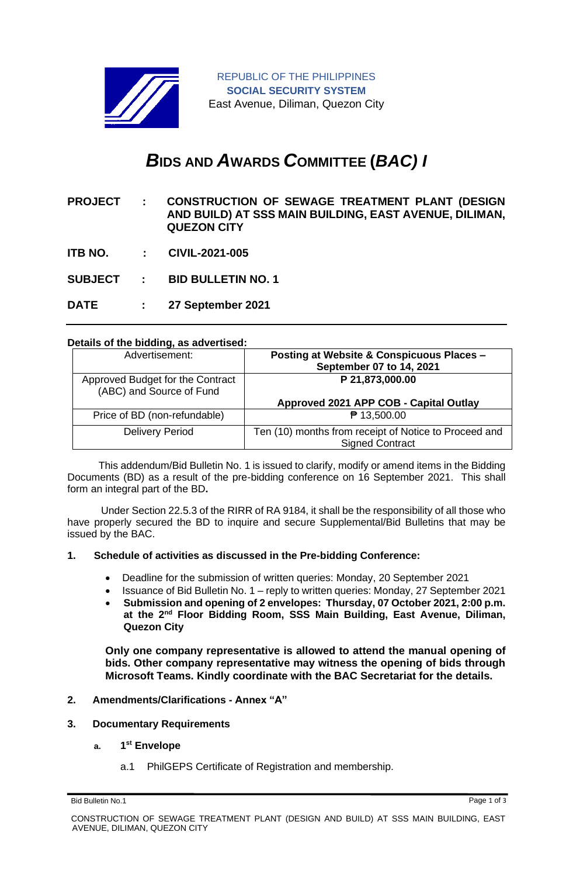REPUBLIC OF THE PHILIPPINES
**SOCIAL SECURITY SYSTEM**
East Avenue, Diliman, Quezon City

# *B*IDS AND *A*WARDS *C*OMMITTEE (*BAC) I*

**PROJECT : CONSTRUCTION OF SEWAGE TREATMENT PLANT (DESIGN AND BUILD) AT SSS MAIN BUILDING, EAST AVENUE, DILIMAN, QUEZON CITY**

**ITB NO. : CIVIL-2021-005**

**SUBJECT : BID BULLETIN NO. 1**

**DATE : 27 September 2021**

---

**Details of the bidding, as advertised:**

| Advertisement: | **Posting at Website & Conspicuous Places – September 07 to 14, 2021** |
|---|---|
| Approved Budget for the Contract (ABC) and Source of Fund | **P 21,873,000.00**<br><br>**Approved 2021 APP COB - Capital Outlay** |
| Price of BD (non-refundable) | ₱ 13,500.00 |
| Delivery Period | Ten (10) months from receipt of Notice to Proceed and Signed Contract |

This addendum/Bid Bulletin No. 1 is issued to clarify, modify or amend items in the Bidding Documents (BD) as a result of the pre-bidding conference on 16 September 2021. This shall form an integral part of the BD**.**

Under Section 22.5.3 of the RIRR of RA 9184, it shall be the responsibility of all those who have properly secured the BD to inquire and secure Supplemental/Bid Bulletins that may be issued by the BAC.

**1. Schedule of activities as discussed in the Pre-bidding Conference:**

- Deadline for the submission of written queries: Monday, 20 September 2021
- Issuance of Bid Bulletin No. 1 – reply to written queries: Monday, 27 September 2021
- **Submission and opening of 2 envelopes: Thursday, 07 October 2021, 2:00 p.m. at the 2nd Floor Bidding Room, SSS Main Building, East Avenue, Diliman, Quezon City**

**Only one company representative is allowed to attend the manual opening of bids. Other company representative may witness the opening of bids through Microsoft Teams. Kindly coordinate with the BAC Secretariat for the details.**

**2. Amendments/Clarifications - Annex "A"**

**3. Documentary Requirements**

**a. 1st Envelope**

a.1 PhilGEPS Certificate of Registration and membership.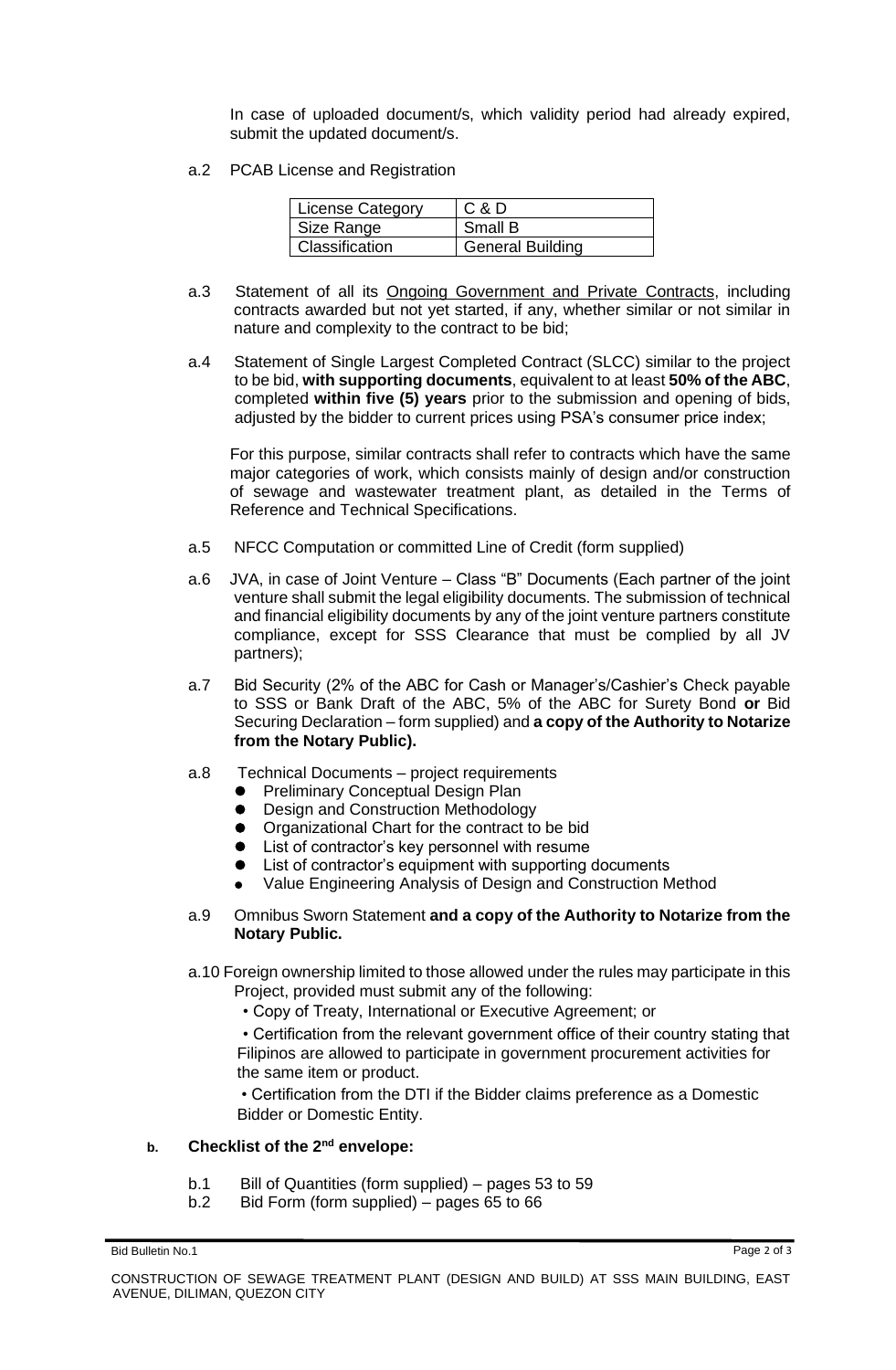In case of uploaded document/s, which validity period had already expired, submit the updated document/s.

a.2 PCAB License and Registration

| License Category | C & D |
|---|---|
| Size Range | Small B |
| Classification | General Building |

a.3 Statement of all its Ongoing Government and Private Contracts, including contracts awarded but not yet started, if any, whether similar or not similar in nature and complexity to the contract to be bid;

a.4 Statement of Single Largest Completed Contract (SLCC) similar to the project to be bid, **with supporting documents**, equivalent to at least **50% of the ABC**, completed **within five (5) years** prior to the submission and opening of bids, adjusted by the bidder to current prices using PSA's consumer price index;

For this purpose, similar contracts shall refer to contracts which have the same major categories of work, which consists mainly of design and/or construction of sewage and wastewater treatment plant, as detailed in the Terms of Reference and Technical Specifications.

a.5 NFCC Computation or committed Line of Credit (form supplied)

a.6 JVA, in case of Joint Venture – Class "B" Documents (Each partner of the joint venture shall submit the legal eligibility documents. The submission of technical and financial eligibility documents by any of the joint venture partners constitute compliance, except for SSS Clearance that must be complied by all JV partners);

a.7 Bid Security (2% of the ABC for Cash or Manager's/Cashier's Check payable to SSS or Bank Draft of the ABC, 5% of the ABC for Surety Bond **or** Bid Securing Declaration – form supplied) and **a copy of the Authority to Notarize from the Notary Public).**

a.8 Technical Documents – project requirements

- Preliminary Conceptual Design Plan
- Design and Construction Methodology
- Organizational Chart for the contract to be bid
- List of contractor's key personnel with resume
- List of contractor's equipment with supporting documents
- Value Engineering Analysis of Design and Construction Method

a.9 Omnibus Sworn Statement **and a copy of the Authority to Notarize from the Notary Public.**

a.10 Foreign ownership limited to those allowed under the rules may participate in this Project, provided must submit any of the following:

• Copy of Treaty, International or Executive Agreement; or

• Certification from the relevant government office of their country stating that Filipinos are allowed to participate in government procurement activities for the same item or product.

• Certification from the DTI if the Bidder claims preference as a Domestic Bidder or Domestic Entity.

**b. Checklist of the 2nd envelope:**

b.1 Bill of Quantities (form supplied) – pages 53 to 59

b.2 Bid Form (form supplied) – pages 65 to 66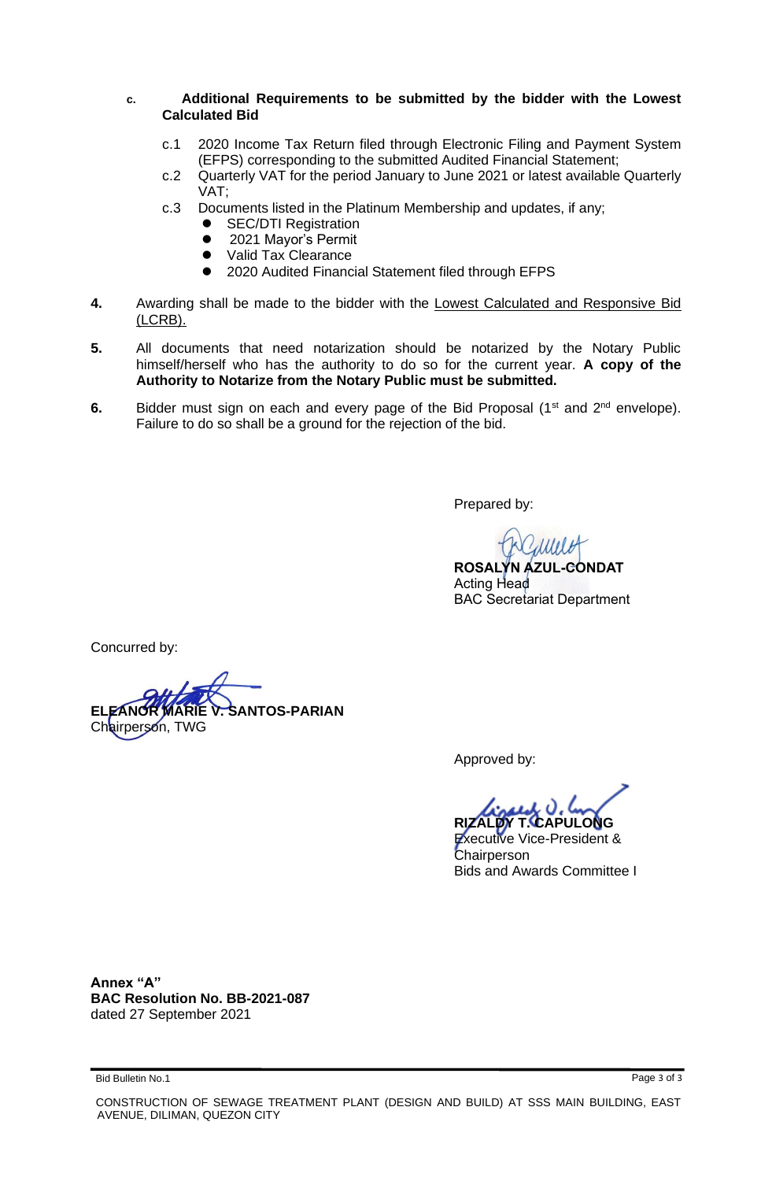c. **Additional Requirements to be submitted by the bidder with the Lowest Calculated Bid**

c.1 2020 Income Tax Return filed through Electronic Filing and Payment System (EFPS) corresponding to the submitted Audited Financial Statement;

c.2 Quarterly VAT for the period January to June 2021 or latest available Quarterly VAT;

c.3 Documents listed in the Platinum Membership and updates, if any;

- SEC/DTI Registration
- 2021 Mayor's Permit
- Valid Tax Clearance
- 2020 Audited Financial Statement filed through EFPS

**4.** Awarding shall be made to the bidder with the Lowest Calculated and Responsive Bid (LCRB).

**5.** All documents that need notarization should be notarized by the Notary Public himself/herself who has the authority to do so for the current year. **A copy of the Authority to Notarize from the Notary Public must be submitted.**

**6.** Bidder must sign on each and every page of the Bid Proposal (1st and 2nd envelope). Failure to do so shall be a ground for the rejection of the bid.

Prepared by:

**ROSALYN AZUL-CONDAT**
Acting Head
BAC Secretariat Department

Concurred by:

**ELEANOR MARIE V. SANTOS-PARIAN**
Chairperson, TWG

Approved by:

**RIZALDY T. CAPULONG**
Executive Vice-President &
Chairperson
Bids and Awards Committee I

**Annex "A"**
**BAC Resolution No. BB-2021-087**
dated 27 September 2021

Bid Bulletin No.1

CONSTRUCTION OF SEWAGE TREATMENT PLANT (DESIGN AND BUILD) AT SSS MAIN BUILDING, EAST AVENUE, DILIMAN, QUEZON CITY